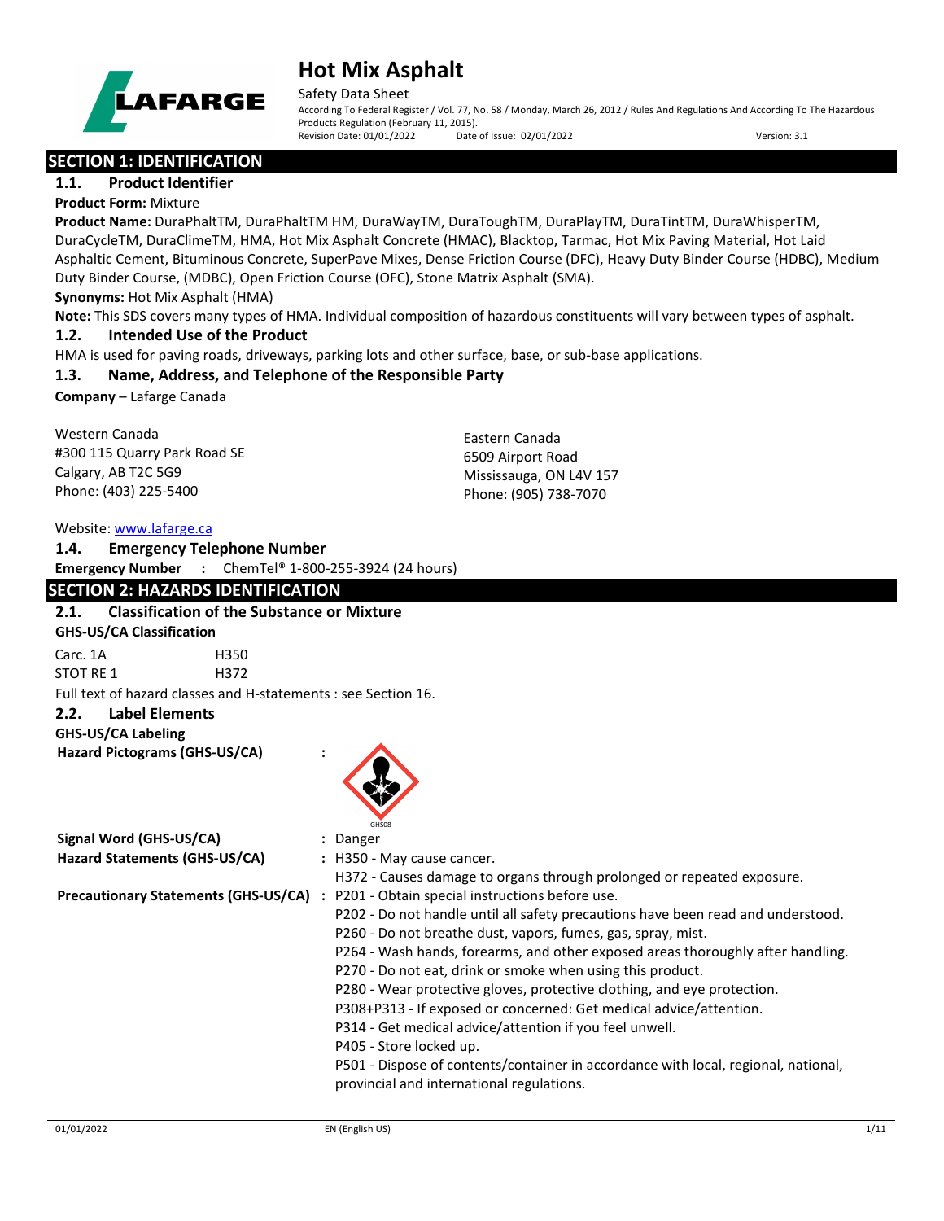# Hot Mix Asphalt

Safety Data Sheet

According To Federal Register / Vol. 77, No. 58 / Monday, March 26, 2012 / Rules And Regulations And According To The Hazardous Products Regulation (February 11, 2015).

Revision Date: 01/01/2022 Date of Issue: 02/01/2022 Version: 3.1

## SECTION 1: IDENTIFICATION

### 1.1. Product Identifier

**Product Form:** Mixture

**Product Name:** DuraPhaltTM, DuraPhaltTM HM, DuraWayTM, DuraToughTM, DuraPlayTM, DuraTintTM, DuraWhisperTM, DuraCycleTM, DuraClimeTM, HMA, Hot Mix Asphalt Concrete (HMAC), Blacktop, Tarmac, Hot Mix Paving Material, Hot Laid Asphaltic Cement, Bituminous Concrete, SuperPave Mixes, Dense Friction Course (DFC), Heavy Duty Binder Course (HDBC), Medium Duty Binder Course, (MDBC), Open Friction Course (OFC), Stone Matrix Asphalt (SMA).

**Synonyms:** Hot Mix Asphalt (HMA)

**Note:** This SDS covers many types of HMA. Individual composition of hazardous constituents will vary between types of asphalt.

### 1.2. Intended Use of the Product

HMA is used for paving roads, driveways, parking lots and other surface, base, or sub-base applications.

### 1.3. Name, Address, and Telephone of the Responsible Party

**Company** – Lafarge Canada

Western Canada
#300 115 Quarry Park Road SE
Calgary, AB T2C 5G9
Phone: (403) 225-5400

Eastern Canada
6509 Airport Road
Mississauga, ON L4V 157
Phone: (905) 738-7070

Website: www.lafarge.ca

### 1.4. Emergency Telephone Number

**Emergency Number** : ChemTel® 1-800-255-3924 (24 hours)

## SECTION 2: HAZARDS IDENTIFICATION

### 2.1. Classification of the Substance or Mixture

**GHS-US/CA Classification**

| | |
|---|---|
| Carc. 1A | H350 |
| STOT RE 1 | H372 |

Full text of hazard classes and H-statements : see Section 16.

### 2.2. Label Elements

**GHS-US/CA Labeling**

**Hazard Pictograms (GHS-US/CA)** :

GHS08

**Signal Word (GHS-US/CA)** : Danger

**Hazard Statements (GHS-US/CA)** : H350 - May cause cancer.
H372 - Causes damage to organs through prolonged or repeated exposure.

**Precautionary Statements (GHS-US/CA)** : P201 - Obtain special instructions before use.
P202 - Do not handle until all safety precautions have been read and understood.
P260 - Do not breathe dust, vapors, fumes, gas, spray, mist.
P264 - Wash hands, forearms, and other exposed areas thoroughly after handling.
P270 - Do not eat, drink or smoke when using this product.
P280 - Wear protective gloves, protective clothing, and eye protection.
P308+P313 - If exposed or concerned: Get medical advice/attention.
P314 - Get medical advice/attention if you feel unwell.
P405 - Store locked up.
P501 - Dispose of contents/container in accordance with local, regional, national, provincial and international regulations.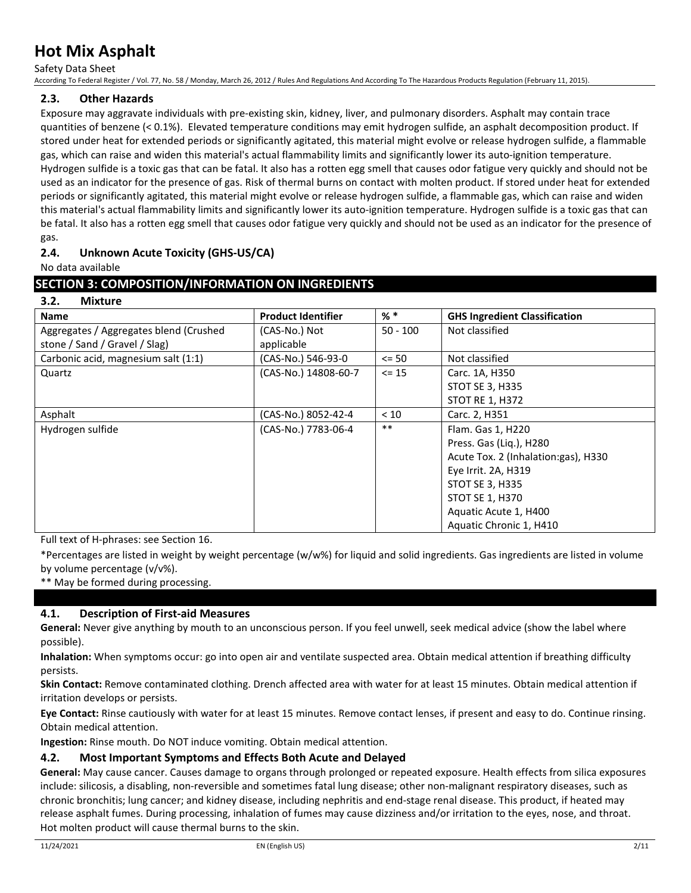### 2.3. Other Hazards

Exposure may aggravate individuals with pre-existing skin, kidney, liver, and pulmonary disorders. Asphalt may contain trace quantities of benzene (< 0.1%). Elevated temperature conditions may emit hydrogen sulfide, an asphalt decomposition product. If stored under heat for extended periods or significantly agitated, this material might evolve or release hydrogen sulfide, a flammable gas, which can raise and widen this material's actual flammability limits and significantly lower its auto-ignition temperature. Hydrogen sulfide is a toxic gas that can be fatal. It also has a rotten egg smell that causes odor fatigue very quickly and should not be used as an indicator for the presence of gas. Risk of thermal burns on contact with molten product. If stored under heat for extended periods or significantly agitated, this material might evolve or release hydrogen sulfide, a flammable gas, which can raise and widen this material's actual flammability limits and significantly lower its auto-ignition temperature. Hydrogen sulfide is a toxic gas that can be fatal. It also has a rotten egg smell that causes odor fatigue very quickly and should not be used as an indicator for the presence of gas.

### 2.4. Unknown Acute Toxicity (GHS-US/CA)

No data available

## SECTION 3: COMPOSITION/INFORMATION ON INGREDIENTS

### 3.2. Mixture

| Name | Product Identifier | % * | GHS Ingredient Classification |
|---|---|---|---|
| Aggregates / Aggregates blend (Crushed stone / Sand / Gravel / Slag) | (CAS-No.) Not applicable | 50 - 100 | Not classified |
| Carbonic acid, magnesium salt (1:1) | (CAS-No.) 546-93-0 | <= 50 | Not classified |
| Quartz | (CAS-No.) 14808-60-7 | <= 15 | Carc. 1A, H350<br>STOT SE 3, H335<br>STOT RE 1, H372 |
| Asphalt | (CAS-No.) 8052-42-4 | < 10 | Carc. 2, H351 |
| Hydrogen sulfide | (CAS-No.) 7783-06-4 | ** | Flam. Gas 1, H220<br>Press. Gas (Liq.), H280<br>Acute Tox. 2 (Inhalation:gas), H330<br>Eye Irrit. 2A, H319<br>STOT SE 3, H335<br>STOT SE 1, H370<br>Aquatic Acute 1, H400<br>Aquatic Chronic 1, H410 |

Full text of H-phrases: see Section 16.

*Percentages are listed in weight by weight percentage (w/w%) for liquid and solid ingredients. Gas ingredients are listed in volume by volume percentage (v/v%).

** May be formed during processing.

### 4.1. Description of First-aid Measures

**General:** Never give anything by mouth to an unconscious person. If you feel unwell, seek medical advice (show the label where possible).

**Inhalation:** When symptoms occur: go into open air and ventilate suspected area. Obtain medical attention if breathing difficulty persists.

**Skin Contact:** Remove contaminated clothing. Drench affected area with water for at least 15 minutes. Obtain medical attention if irritation develops or persists.

**Eye Contact:** Rinse cautiously with water for at least 15 minutes. Remove contact lenses, if present and easy to do. Continue rinsing. Obtain medical attention.

**Ingestion:** Rinse mouth. Do NOT induce vomiting. Obtain medical attention.

### 4.2. Most Important Symptoms and Effects Both Acute and Delayed

**General:** May cause cancer. Causes damage to organs through prolonged or repeated exposure. Health effects from silica exposures include: silicosis, a disabling, non-reversible and sometimes fatal lung disease; other non-malignant respiratory diseases, such as chronic bronchitis; lung cancer; and kidney disease, including nephritis and end-stage renal disease. This product, if heated may release asphalt fumes. During processing, inhalation of fumes may cause dizziness and/or irritation to the eyes, nose, and throat. Hot molten product will cause thermal burns to the skin.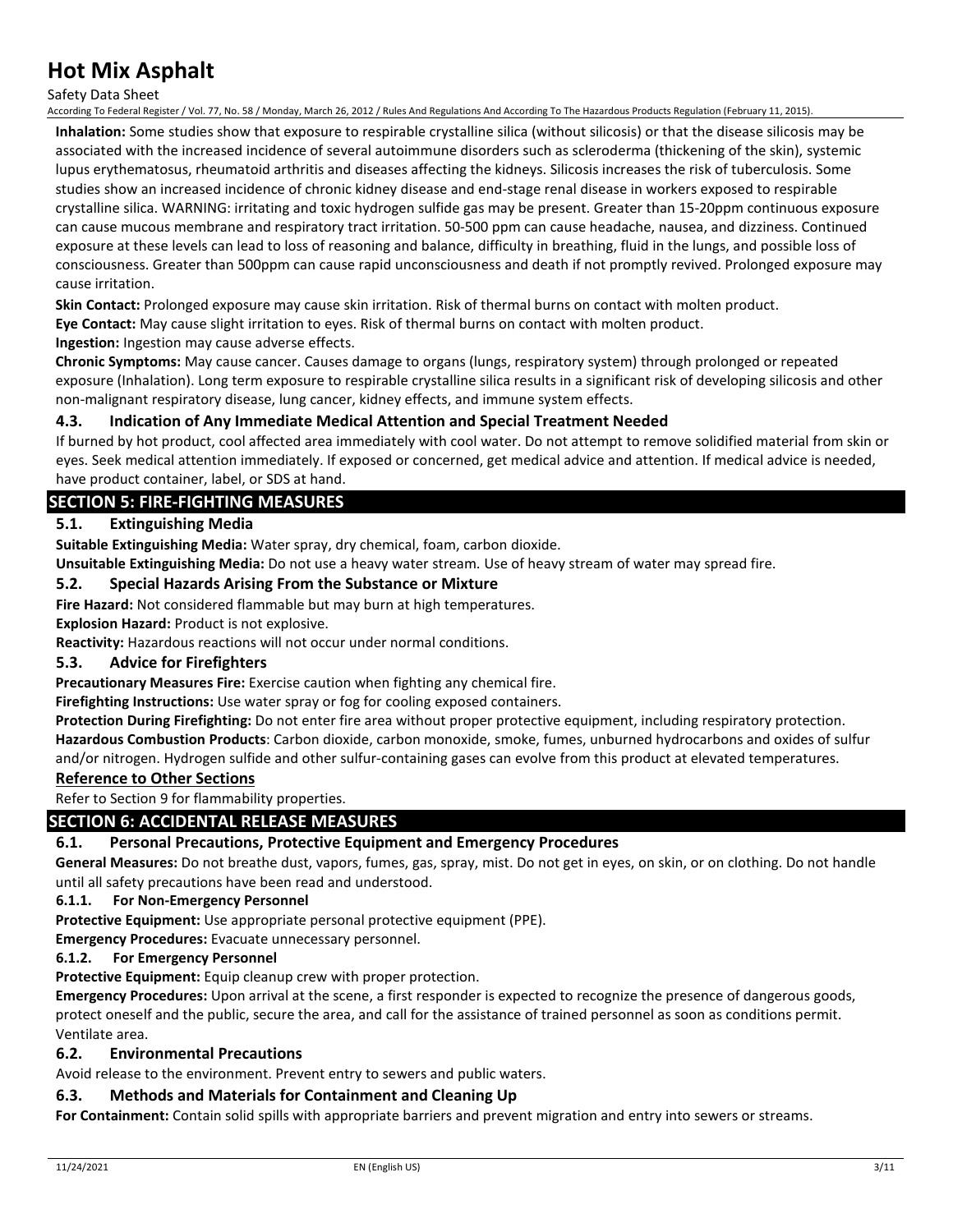**Inhalation:** Some studies show that exposure to respirable crystalline silica (without silicosis) or that the disease silicosis may be associated with the increased incidence of several autoimmune disorders such as scleroderma (thickening of the skin), systemic lupus erythematosus, rheumatoid arthritis and diseases affecting the kidneys. Silicosis increases the risk of tuberculosis. Some studies show an increased incidence of chronic kidney disease and end-stage renal disease in workers exposed to respirable crystalline silica. WARNING: irritating and toxic hydrogen sulfide gas may be present. Greater than 15-20ppm continuous exposure can cause mucous membrane and respiratory tract irritation. 50-500 ppm can cause headache, nausea, and dizziness. Continued exposure at these levels can lead to loss of reasoning and balance, difficulty in breathing, fluid in the lungs, and possible loss of consciousness. Greater than 500ppm can cause rapid unconsciousness and death if not promptly revived. Prolonged exposure may cause irritation.

**Skin Contact:** Prolonged exposure may cause skin irritation. Risk of thermal burns on contact with molten product.

**Eye Contact:** May cause slight irritation to eyes. Risk of thermal burns on contact with molten product.

**Ingestion:** Ingestion may cause adverse effects.

**Chronic Symptoms:** May cause cancer. Causes damage to organs (lungs, respiratory system) through prolonged or repeated exposure (Inhalation). Long term exposure to respirable crystalline silica results in a significant risk of developing silicosis and other non-malignant respiratory disease, lung cancer, kidney effects, and immune system effects.

### 4.3. Indication of Any Immediate Medical Attention and Special Treatment Needed

If burned by hot product, cool affected area immediately with cool water. Do not attempt to remove solidified material from skin or eyes. Seek medical attention immediately. If exposed or concerned, get medical advice and attention. If medical advice is needed, have product container, label, or SDS at hand.

## SECTION 5: FIRE-FIGHTING MEASURES

### 5.1. Extinguishing Media

**Suitable Extinguishing Media:** Water spray, dry chemical, foam, carbon dioxide.

**Unsuitable Extinguishing Media:** Do not use a heavy water stream. Use of heavy stream of water may spread fire.

### 5.2. Special Hazards Arising From the Substance or Mixture

**Fire Hazard:** Not considered flammable but may burn at high temperatures.

**Explosion Hazard:** Product is not explosive.

**Reactivity:** Hazardous reactions will not occur under normal conditions.

### 5.3. Advice for Firefighters

**Precautionary Measures Fire:** Exercise caution when fighting any chemical fire.

**Firefighting Instructions:** Use water spray or fog for cooling exposed containers.

**Protection During Firefighting:** Do not enter fire area without proper protective equipment, including respiratory protection.

**Hazardous Combustion Products**: Carbon dioxide, carbon monoxide, smoke, fumes, unburned hydrocarbons and oxides of sulfur and/or nitrogen. Hydrogen sulfide and other sulfur-containing gases can evolve from this product at elevated temperatures.

### Reference to Other Sections

Refer to Section 9 for flammability properties.

## SECTION 6: ACCIDENTAL RELEASE MEASURES

### 6.1. Personal Precautions, Protective Equipment and Emergency Procedures

**General Measures:** Do not breathe dust, vapors, fumes, gas, spray, mist. Do not get in eyes, on skin, or on clothing. Do not handle until all safety precautions have been read and understood.

#### 6.1.1. For Non-Emergency Personnel

**Protective Equipment:** Use appropriate personal protective equipment (PPE).

**Emergency Procedures:** Evacuate unnecessary personnel.

#### 6.1.2. For Emergency Personnel

**Protective Equipment:** Equip cleanup crew with proper protection.

**Emergency Procedures:** Upon arrival at the scene, a first responder is expected to recognize the presence of dangerous goods, protect oneself and the public, secure the area, and call for the assistance of trained personnel as soon as conditions permit. Ventilate area.

### 6.2. Environmental Precautions

Avoid release to the environment. Prevent entry to sewers and public waters.

### 6.3. Methods and Materials for Containment and Cleaning Up

**For Containment:** Contain solid spills with appropriate barriers and prevent migration and entry into sewers or streams.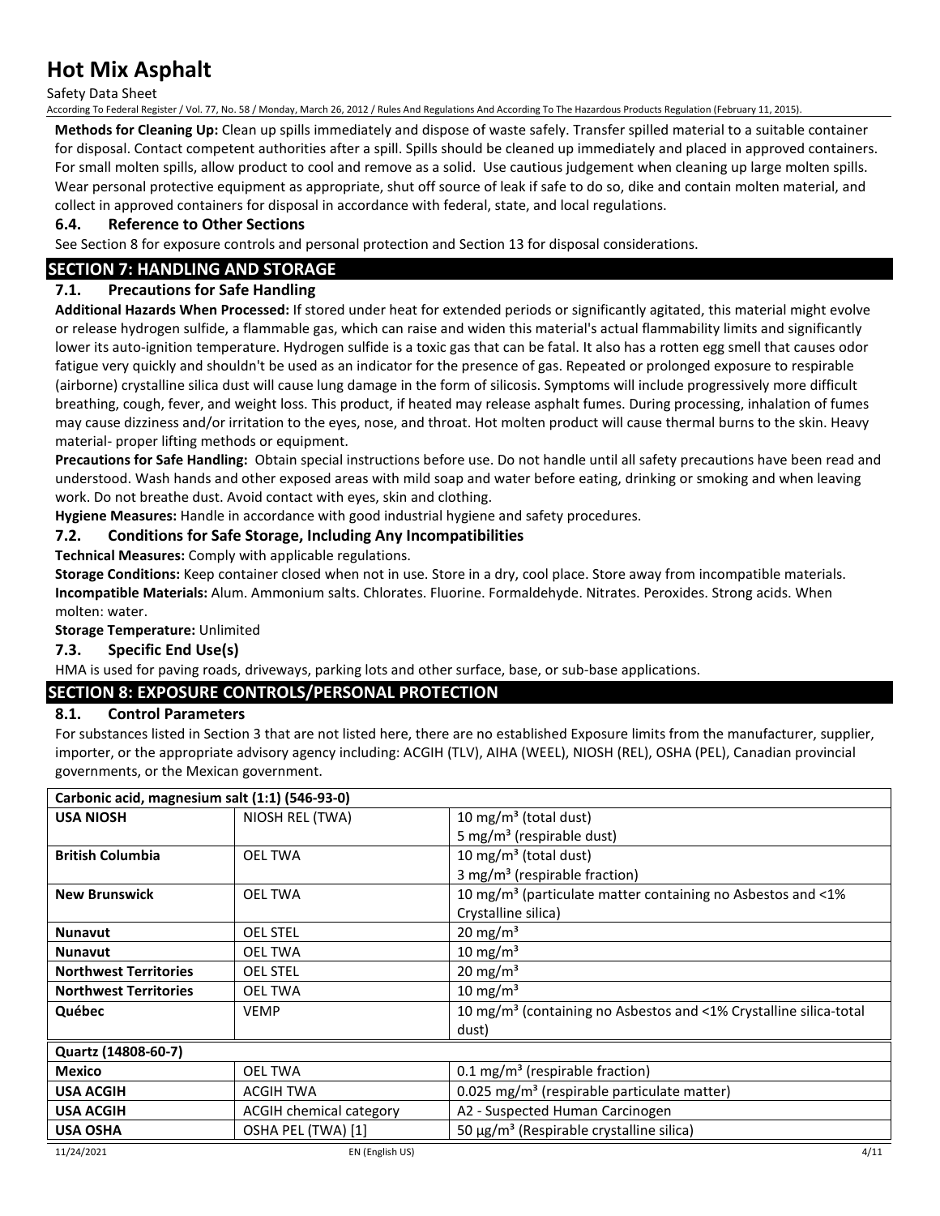**Methods for Cleaning Up:** Clean up spills immediately and dispose of waste safely. Transfer spilled material to a suitable container for disposal. Contact competent authorities after a spill. Spills should be cleaned up immediately and placed in approved containers. For small molten spills, allow product to cool and remove as a solid. Use cautious judgement when cleaning up large molten spills. Wear personal protective equipment as appropriate, shut off source of leak if safe to do so, dike and contain molten material, and collect in approved containers for disposal in accordance with federal, state, and local regulations.

### 6.4. Reference to Other Sections

See Section 8 for exposure controls and personal protection and Section 13 for disposal considerations.

## SECTION 7: HANDLING AND STORAGE

### 7.1. Precautions for Safe Handling

**Additional Hazards When Processed:** If stored under heat for extended periods or significantly agitated, this material might evolve or release hydrogen sulfide, a flammable gas, which can raise and widen this material's actual flammability limits and significantly lower its auto-ignition temperature. Hydrogen sulfide is a toxic gas that can be fatal. It also has a rotten egg smell that causes odor fatigue very quickly and shouldn't be used as an indicator for the presence of gas. Repeated or prolonged exposure to respirable (airborne) crystalline silica dust will cause lung damage in the form of silicosis. Symptoms will include progressively more difficult breathing, cough, fever, and weight loss. This product, if heated may release asphalt fumes. During processing, inhalation of fumes may cause dizziness and/or irritation to the eyes, nose, and throat. Hot molten product will cause thermal burns to the skin. Heavy material- proper lifting methods or equipment.

**Precautions for Safe Handling:** Obtain special instructions before use. Do not handle until all safety precautions have been read and understood. Wash hands and other exposed areas with mild soap and water before eating, drinking or smoking and when leaving work. Do not breathe dust. Avoid contact with eyes, skin and clothing.

**Hygiene Measures:** Handle in accordance with good industrial hygiene and safety procedures.

### 7.2. Conditions for Safe Storage, Including Any Incompatibilities

**Technical Measures:** Comply with applicable regulations.

**Storage Conditions:** Keep container closed when not in use. Store in a dry, cool place. Store away from incompatible materials.

**Incompatible Materials:** Alum. Ammonium salts. Chlorates. Fluorine. Formaldehyde. Nitrates. Peroxides. Strong acids. When molten: water.

**Storage Temperature:** Unlimited

### 7.3. Specific End Use(s)

HMA is used for paving roads, driveways, parking lots and other surface, base, or sub-base applications.

## SECTION 8: EXPOSURE CONTROLS/PERSONAL PROTECTION

### 8.1. Control Parameters

For substances listed in Section 3 that are not listed here, there are no established Exposure limits from the manufacturer, supplier, importer, or the appropriate advisory agency including: ACGIH (TLV), AIHA (WEEL), NIOSH (REL), OSHA (PEL), Canadian provincial governments, or the Mexican government.

| Carbonic acid, magnesium salt (1:1) (546-93-0) | | |
|---|---|---|
| **USA NIOSH** | NIOSH REL (TWA) | 10 mg/m³ (total dust)<br>5 mg/m³ (respirable dust) |
| **British Columbia** | OEL TWA | 10 mg/m³ (total dust)<br>3 mg/m³ (respirable fraction) |
| **New Brunswick** | OEL TWA | 10 mg/m³ (particulate matter containing no Asbestos and <1% Crystalline silica) |
| **Nunavut** | OEL STEL | 20 mg/m³ |
| **Nunavut** | OEL TWA | 10 mg/m³ |
| **Northwest Territories** | OEL STEL | 20 mg/m³ |
| **Northwest Territories** | OEL TWA | 10 mg/m³ |
| **Québec** | VEMP | 10 mg/m³ (containing no Asbestos and <1% Crystalline silica-total dust) |
| **Quartz (14808-60-7)** | | |
| **Mexico** | OEL TWA | 0.1 mg/m³ (respirable fraction) |
| **USA ACGIH** | ACGIH TWA | 0.025 mg/m³ (respirable particulate matter) |
| **USA ACGIH** | ACGIH chemical category | A2 - Suspected Human Carcinogen |
| **USA OSHA** | OSHA PEL (TWA) [1] | 50 µg/m³ (Respirable crystalline silica) |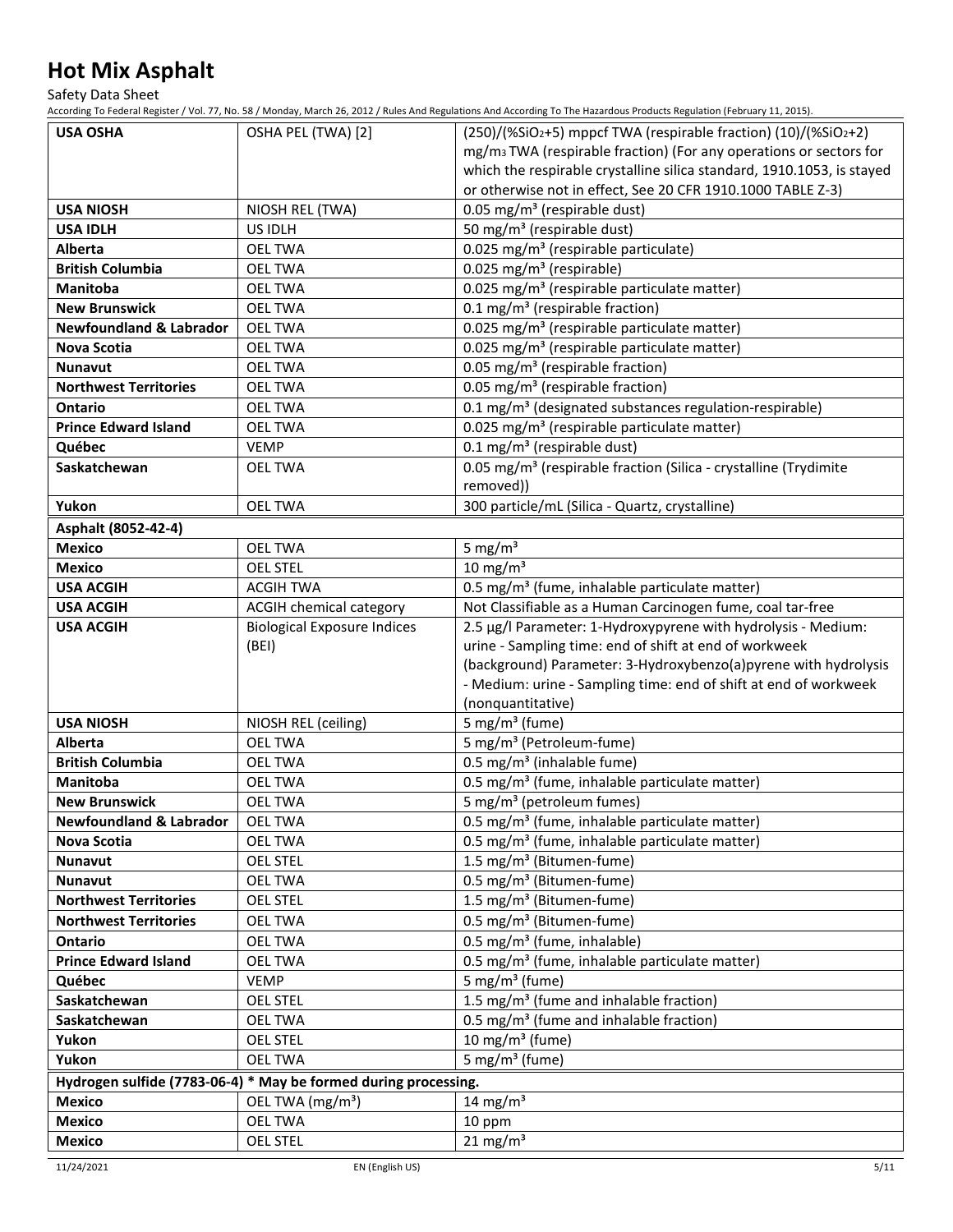| USA OSHA | OSHA PEL (TWA) [2] | (250)/(%$SiO_2$+5) mppcf TWA (respirable fraction) (10)/(%$SiO_2$+2) $mg/m^3$ TWA (respirable fraction) (For any operations or sectors for which the respirable crystalline silica standard, 1910.1053, is stayed or otherwise not in effect, See 20 CFR 1910.1000 TABLE Z-3) |
|---|---|---|
| **USA NIOSH** | NIOSH REL (TWA) | 0.05 $mg/m^3$ (respirable dust) |
| **USA IDLH** | US IDLH | 50 $mg/m^3$ (respirable dust) |
| **Alberta** | OEL TWA | 0.025 $mg/m^3$ (respirable particulate) |
| **British Columbia** | OEL TWA | 0.025 $mg/m^3$ (respirable) |
| **Manitoba** | OEL TWA | 0.025 $mg/m^3$ (respirable particulate matter) |
| **New Brunswick** | OEL TWA | 0.1 $mg/m^3$ (respirable fraction) |
| **Newfoundland & Labrador** | OEL TWA | 0.025 $mg/m^3$ (respirable particulate matter) |
| **Nova Scotia** | OEL TWA | 0.025 $mg/m^3$ (respirable particulate matter) |
| **Nunavut** | OEL TWA | 0.05 $mg/m^3$ (respirable fraction) |
| **Northwest Territories** | OEL TWA | 0.05 $mg/m^3$ (respirable fraction) |
| **Ontario** | OEL TWA | 0.1 $mg/m^3$ (designated substances regulation-respirable) |
| **Prince Edward Island** | OEL TWA | 0.025 $mg/m^3$ (respirable particulate matter) |
| **Québec** | VEMP | 0.1 $mg/m^3$ (respirable dust) |
| **Saskatchewan** | OEL TWA | 0.05 $mg/m^3$ (respirable fraction (Silica - crystalline (Trydimite removed)) |
| **Yukon** | OEL TWA | 300 particle/mL (Silica - Quartz, crystalline) |
| **Asphalt (8052-42-4)** | | |
| **Mexico** | OEL TWA | 5 $mg/m^3$ |
| **Mexico** | OEL STEL | 10 $mg/m^3$ |
| **USA ACGIH** | ACGIH TWA | 0.5 $mg/m^3$ (fume, inhalable particulate matter) |
| **USA ACGIH** | ACGIH chemical category | Not Classifiable as a Human Carcinogen fume, coal tar-free |
| **USA ACGIH** | Biological Exposure Indices (BEI) | 2.5 µg/l Parameter: 1-Hydroxypyrene with hydrolysis - Medium: urine - Sampling time: end of shift at end of workweek (background) Parameter: 3-Hydroxybenzo(a)pyrene with hydrolysis - Medium: urine - Sampling time: end of shift at end of workweek (nonquantitative) |
| **USA NIOSH** | NIOSH REL (ceiling) | 5 $mg/m^3$ (fume) |
| **Alberta** | OEL TWA | 5 $mg/m^3$ (Petroleum-fume) |
| **British Columbia** | OEL TWA | 0.5 $mg/m^3$ (inhalable fume) |
| **Manitoba** | OEL TWA | 0.5 $mg/m^3$ (fume, inhalable particulate matter) |
| **New Brunswick** | OEL TWA | 5 $mg/m^3$ (petroleum fumes) |
| **Newfoundland & Labrador** | OEL TWA | 0.5 $mg/m^3$ (fume, inhalable particulate matter) |
| **Nova Scotia** | OEL TWA | 0.5 $mg/m^3$ (fume, inhalable particulate matter) |
| **Nunavut** | OEL STEL | 1.5 $mg/m^3$ (Bitumen-fume) |
| **Nunavut** | OEL TWA | 0.5 $mg/m^3$ (Bitumen-fume) |
| **Northwest Territories** | OEL STEL | 1.5 $mg/m^3$ (Bitumen-fume) |
| **Northwest Territories** | OEL TWA | 0.5 $mg/m^3$ (Bitumen-fume) |
| **Ontario** | OEL TWA | 0.5 $mg/m^3$ (fume, inhalable) |
| **Prince Edward Island** | OEL TWA | 0.5 $mg/m^3$ (fume, inhalable particulate matter) |
| **Québec** | VEMP | 5 $mg/m^3$ (fume) |
| **Saskatchewan** | OEL STEL | 1.5 $mg/m^3$ (fume and inhalable fraction) |
| **Saskatchewan** | OEL TWA | 0.5 $mg/m^3$ (fume and inhalable fraction) |
| **Yukon** | OEL STEL | 10 $mg/m^3$ (fume) |
| **Yukon** | OEL TWA | 5 $mg/m^3$ (fume) |
| **Hydrogen sulfide (7783-06-4) * May be formed during processing.** | | |
| **Mexico** | OEL TWA ($mg/m^3$) | 14 $mg/m^3$ |
| **Mexico** | OEL TWA | 10 ppm |
| **Mexico** | OEL STEL | 21 $mg/m^3$ |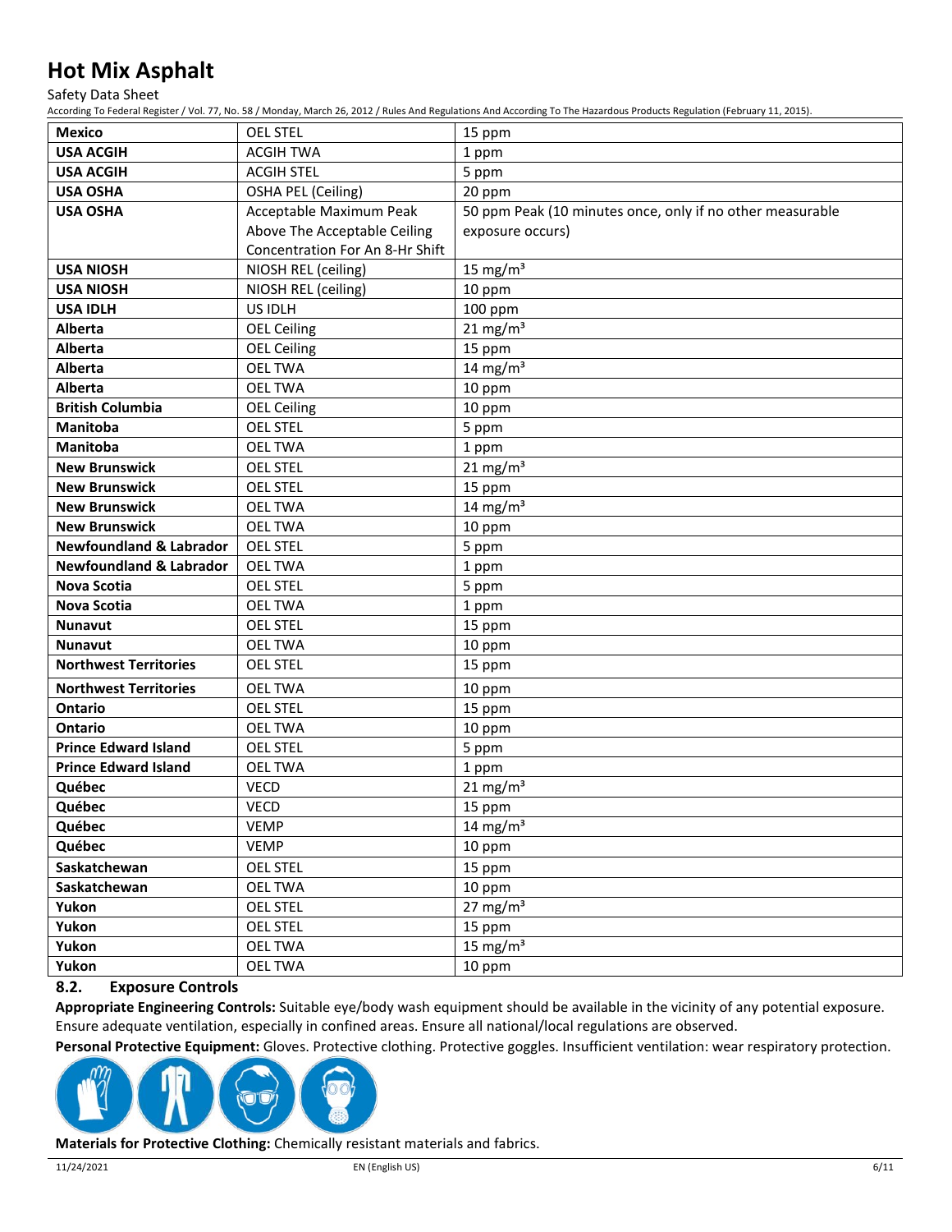| Mexico | OEL STEL | 15 ppm |
|---|---|---|
| USA ACGIH | ACGIH TWA | 1 ppm |
| USA ACGIH | ACGIH STEL | 5 ppm |
| USA OSHA | OSHA PEL (Ceiling) | 20 ppm |
| USA OSHA | Acceptable Maximum Peak Above The Acceptable Ceiling Concentration For An 8-Hr Shift | 50 ppm Peak (10 minutes once, only if no other measurable exposure occurs) |
| USA NIOSH | NIOSH REL (ceiling) | 15 $mg/m^3$ |
| USA NIOSH | NIOSH REL (ceiling) | 10 ppm |
| USA IDLH | US IDLH | 100 ppm |
| Alberta | OEL Ceiling | 21 $mg/m^3$ |
| Alberta | OEL Ceiling | 15 ppm |
| Alberta | OEL TWA | 14 $mg/m^3$ |
| Alberta | OEL TWA | 10 ppm |
| British Columbia | OEL Ceiling | 10 ppm |
| Manitoba | OEL STEL | 5 ppm |
| Manitoba | OEL TWA | 1 ppm |
| New Brunswick | OEL STEL | 21 $mg/m^3$ |
| New Brunswick | OEL STEL | 15 ppm |
| New Brunswick | OEL TWA | 14 $mg/m^3$ |
| New Brunswick | OEL TWA | 10 ppm |
| Newfoundland & Labrador | OEL STEL | 5 ppm |
| Newfoundland & Labrador | OEL TWA | 1 ppm |
| Nova Scotia | OEL STEL | 5 ppm |
| Nova Scotia | OEL TWA | 1 ppm |
| Nunavut | OEL STEL | 15 ppm |
| Nunavut | OEL TWA | 10 ppm |
| Northwest Territories | OEL STEL | 15 ppm |
| Northwest Territories | OEL TWA | 10 ppm |
| Ontario | OEL STEL | 15 ppm |
| Ontario | OEL TWA | 10 ppm |
| Prince Edward Island | OEL STEL | 5 ppm |
| Prince Edward Island | OEL TWA | 1 ppm |
| Québec | VECD | 21 $mg/m^3$ |
| Québec | VECD | 15 ppm |
| Québec | VEMP | 14 $mg/m^3$ |
| Québec | VEMP | 10 ppm |
| Saskatchewan | OEL STEL | 15 ppm |
| Saskatchewan | OEL TWA | 10 ppm |
| Yukon | OEL STEL | 27 $mg/m^3$ |
| Yukon | OEL STEL | 15 ppm |
| Yukon | OEL TWA | 15 $mg/m^3$ |
| Yukon | OEL TWA | 10 ppm |

### 8.2. Exposure Controls

**Appropriate Engineering Controls:** Suitable eye/body wash equipment should be available in the vicinity of any potential exposure. Ensure adequate ventilation, especially in confined areas. Ensure all national/local regulations are observed.

**Personal Protective Equipment:** Gloves. Protective clothing. Protective goggles. Insufficient ventilation: wear respiratory protection.

**Materials for Protective Clothing:** Chemically resistant materials and fabrics.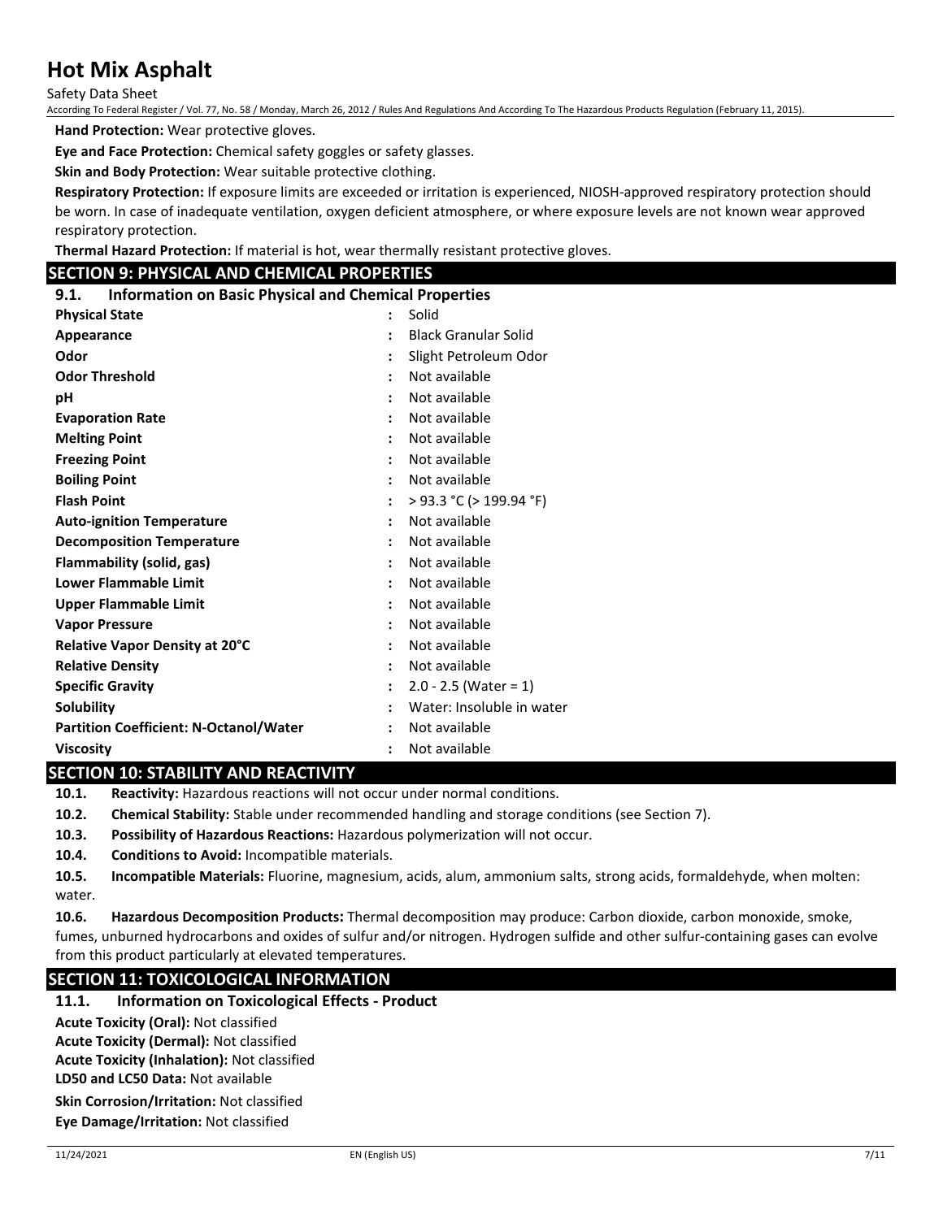**Hand Protection:** Wear protective gloves.

**Eye and Face Protection:** Chemical safety goggles or safety glasses.

**Skin and Body Protection:** Wear suitable protective clothing.

**Respiratory Protection:** If exposure limits are exceeded or irritation is experienced, NIOSH-approved respiratory protection should be worn. In case of inadequate ventilation, oxygen deficient atmosphere, or where exposure levels are not known wear approved respiratory protection.

**Thermal Hazard Protection:** If material is hot, wear thermally resistant protective gloves.

## SECTION 9: PHYSICAL AND CHEMICAL PROPERTIES

### 9.1. Information on Basic Physical and Chemical Properties

| Property | | Value |
|---|---|---|
| **Physical State** | : | Solid |
| **Appearance** | : | Black Granular Solid |
| **Odor** | : | Slight Petroleum Odor |
| **Odor Threshold** | : | Not available |
| **pH** | : | Not available |
| **Evaporation Rate** | : | Not available |
| **Melting Point** | : | Not available |
| **Freezing Point** | : | Not available |
| **Boiling Point** | : | Not available |
| **Flash Point** | : | > 93.3 °C (> 199.94 °F) |
| **Auto-ignition Temperature** | : | Not available |
| **Decomposition Temperature** | : | Not available |
| **Flammability (solid, gas)** | : | Not available |
| **Lower Flammable Limit** | : | Not available |
| **Upper Flammable Limit** | : | Not available |
| **Vapor Pressure** | : | Not available |
| **Relative Vapor Density at 20°C** | : | Not available |
| **Relative Density** | : | Not available |
| **Specific Gravity** | : | 2.0 - 2.5 (Water = 1) |
| **Solubility** | : | Water: Insoluble in water |
| **Partition Coefficient: N-Octanol/Water** | : | Not available |
| **Viscosity** | : | Not available |

## SECTION 10: STABILITY AND REACTIVITY

**10.1. Reactivity:** Hazardous reactions will not occur under normal conditions.

**10.2. Chemical Stability:** Stable under recommended handling and storage conditions (see Section 7).

**10.3. Possibility of Hazardous Reactions:** Hazardous polymerization will not occur.

**10.4. Conditions to Avoid:** Incompatible materials.

**10.5. Incompatible Materials:** Fluorine, magnesium, acids, alum, ammonium salts, strong acids, formaldehyde, when molten: water.

**10.6. Hazardous Decomposition Products:** Thermal decomposition may produce: Carbon dioxide, carbon monoxide, smoke, fumes, unburned hydrocarbons and oxides of sulfur and/or nitrogen. Hydrogen sulfide and other sulfur-containing gases can evolve from this product particularly at elevated temperatures.

## SECTION 11: TOXICOLOGICAL INFORMATION

### 11.1. Information on Toxicological Effects - Product

**Acute Toxicity (Oral):** Not classified

**Acute Toxicity (Dermal):** Not classified

**Acute Toxicity (Inhalation):** Not classified

**LD50 and LC50 Data:** Not available

**Skin Corrosion/Irritation:** Not classified

**Eye Damage/Irritation:** Not classified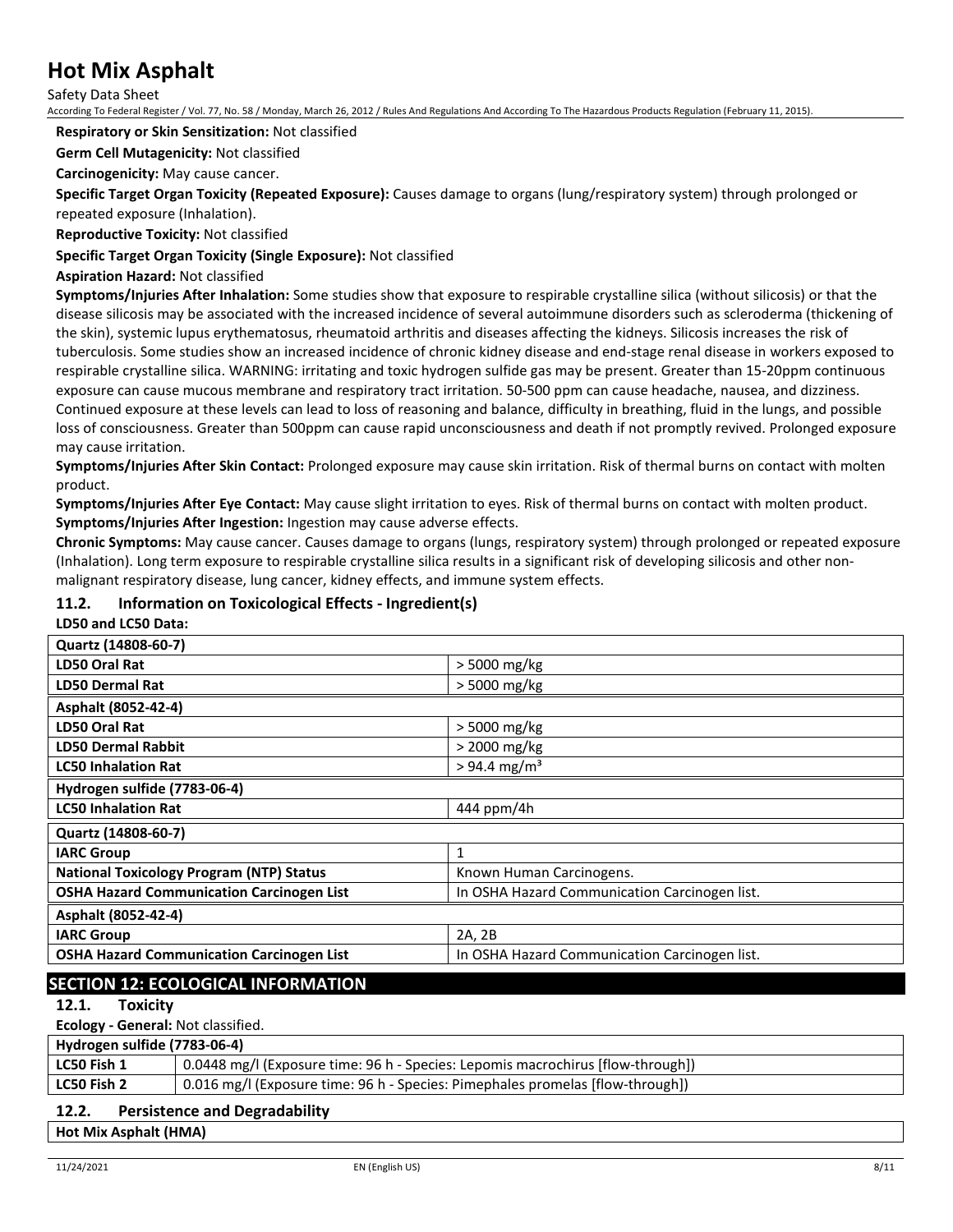**Respiratory or Skin Sensitization:** Not classified

**Germ Cell Mutagenicity:** Not classified

**Carcinogenicity:** May cause cancer.

**Specific Target Organ Toxicity (Repeated Exposure):** Causes damage to organs (lung/respiratory system) through prolonged or repeated exposure (Inhalation).

**Reproductive Toxicity:** Not classified

**Specific Target Organ Toxicity (Single Exposure):** Not classified

**Aspiration Hazard:** Not classified

**Symptoms/Injuries After Inhalation:** Some studies show that exposure to respirable crystalline silica (without silicosis) or that the disease silicosis may be associated with the increased incidence of several autoimmune disorders such as scleroderma (thickening of the skin), systemic lupus erythematosus, rheumatoid arthritis and diseases affecting the kidneys. Silicosis increases the risk of tuberculosis. Some studies show an increased incidence of chronic kidney disease and end-stage renal disease in workers exposed to respirable crystalline silica. WARNING: irritating and toxic hydrogen sulfide gas may be present. Greater than 15-20ppm continuous exposure can cause mucous membrane and respiratory tract irritation. 50-500 ppm can cause headache, nausea, and dizziness. Continued exposure at these levels can lead to loss of reasoning and balance, difficulty in breathing, fluid in the lungs, and possible loss of consciousness. Greater than 500ppm can cause rapid unconsciousness and death if not promptly revived. Prolonged exposure may cause irritation.

**Symptoms/Injuries After Skin Contact:** Prolonged exposure may cause skin irritation. Risk of thermal burns on contact with molten product.

**Symptoms/Injuries After Eye Contact:** May cause slight irritation to eyes. Risk of thermal burns on contact with molten product.

**Symptoms/Injuries After Ingestion:** Ingestion may cause adverse effects.

**Chronic Symptoms:** May cause cancer. Causes damage to organs (lungs, respiratory system) through prolonged or repeated exposure (Inhalation). Long term exposure to respirable crystalline silica results in a significant risk of developing silicosis and other non-malignant respiratory disease, lung cancer, kidney effects, and immune system effects.

### 11.2. Information on Toxicological Effects - Ingredient(s)

**LD50 and LC50 Data:**

| **Quartz (14808-60-7)** | |
|---|---|
| **LD50 Oral Rat** | > 5000 mg/kg |
| **LD50 Dermal Rat** | > 5000 mg/kg |
| **Asphalt (8052-42-4)** | |
| **LD50 Oral Rat** | > 5000 mg/kg |
| **LD50 Dermal Rabbit** | > 2000 mg/kg |
| **LC50 Inhalation Rat** | > 94.4 mg/m³ |
| **Hydrogen sulfide (7783-06-4)** | |
| **LC50 Inhalation Rat** | 444 ppm/4h |

| **Quartz (14808-60-7)** | |
|---|---|
| **IARC Group** | 1 |
| **National Toxicology Program (NTP) Status** | Known Human Carcinogens. |
| **OSHA Hazard Communication Carcinogen List** | In OSHA Hazard Communication Carcinogen list. |
| **Asphalt (8052-42-4)** | |
| **IARC Group** | 2A, 2B |
| **OSHA Hazard Communication Carcinogen List** | In OSHA Hazard Communication Carcinogen list. |

## SECTION 12: ECOLOGICAL INFORMATION

### 12.1. Toxicity

**Ecology - General:** Not classified.

| **Hydrogen sulfide (7783-06-4)** | |
|---|---|
| **LC50 Fish 1** | 0.0448 mg/l (Exposure time: 96 h - Species: Lepomis macrochirus [flow-through]) |
| **LC50 Fish 2** | 0.016 mg/l (Exposure time: 96 h - Species: Pimephales promelas [flow-through]) |

### 12.2. Persistence and Degradability

| **Hot Mix Asphalt (HMA)** |
|---|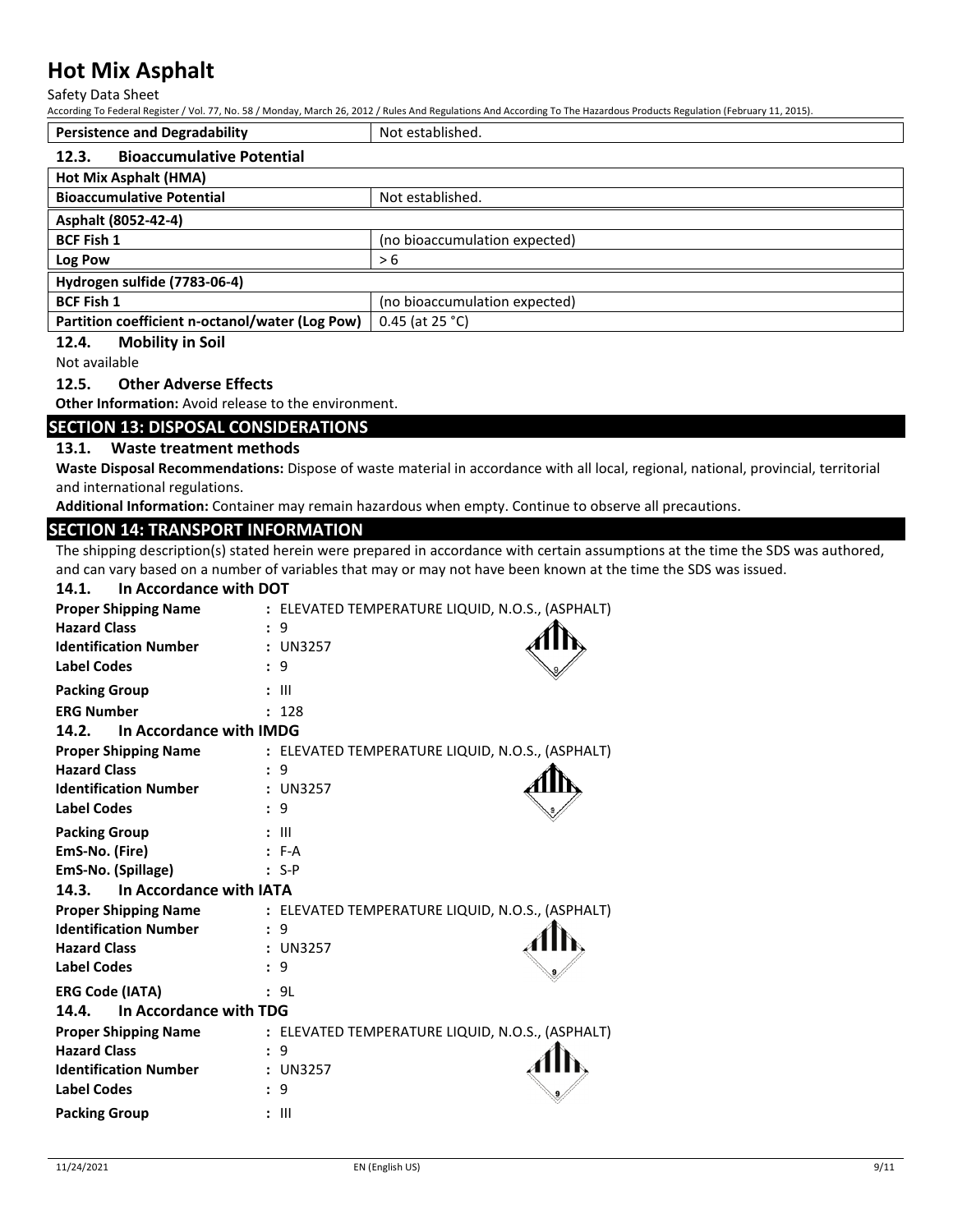| Persistence and Degradability | Not established. |
|---|---|

### 12.3. Bioaccumulative Potential

| Hot Mix Asphalt (HMA) | |
|---|---|
| Bioaccumulative Potential | Not established. |
| **Asphalt (8052-42-4)** | |
| BCF Fish 1 | (no bioaccumulation expected) |
| Log Pow | > 6 |
| **Hydrogen sulfide (7783-06-4)** | |
| BCF Fish 1 | (no bioaccumulation expected) |
| Partition coefficient n-octanol/water (Log Pow) | 0.45 (at 25 °C) |

### 12.4. Mobility in Soil

Not available

### 12.5. Other Adverse Effects

**Other Information:** Avoid release to the environment.

## SECTION 13: DISPOSAL CONSIDERATIONS

### 13.1. Waste treatment methods

**Waste Disposal Recommendations:** Dispose of waste material in accordance with all local, regional, national, provincial, territorial and international regulations.

**Additional Information:** Container may remain hazardous when empty. Continue to observe all precautions.

## SECTION 14: TRANSPORT INFORMATION

The shipping description(s) stated herein were prepared in accordance with certain assumptions at the time the SDS was authored, and can vary based on a number of variables that may or may not have been known at the time the SDS was issued.

### 14.1. In Accordance with DOT

**Proper Shipping Name** : ELEVATED TEMPERATURE LIQUID, N.O.S., (ASPHALT)
**Hazard Class** : 9
**Identification Number** : UN3257
**Label Codes** : 9
**Packing Group** : III
**ERG Number** : 128

### 14.2. In Accordance with IMDG

**Proper Shipping Name** : ELEVATED TEMPERATURE LIQUID, N.O.S., (ASPHALT)
**Hazard Class** : 9
**Identification Number** : UN3257
**Label Codes** : 9
**Packing Group** : III
**EmS-No. (Fire)** : F-A
**EmS-No. (Spillage)** : S-P

### 14.3. In Accordance with IATA

**Proper Shipping Name** : ELEVATED TEMPERATURE LIQUID, N.O.S., (ASPHALT)
**Identification Number** : 9
**Hazard Class** : UN3257
**Label Codes** : 9
**ERG Code (IATA)** : 9L

### 14.4. In Accordance with TDG

**Proper Shipping Name** : ELEVATED TEMPERATURE LIQUID, N.O.S., (ASPHALT)
**Hazard Class** : 9
**Identification Number** : UN3257
**Label Codes** : 9
**Packing Group** : III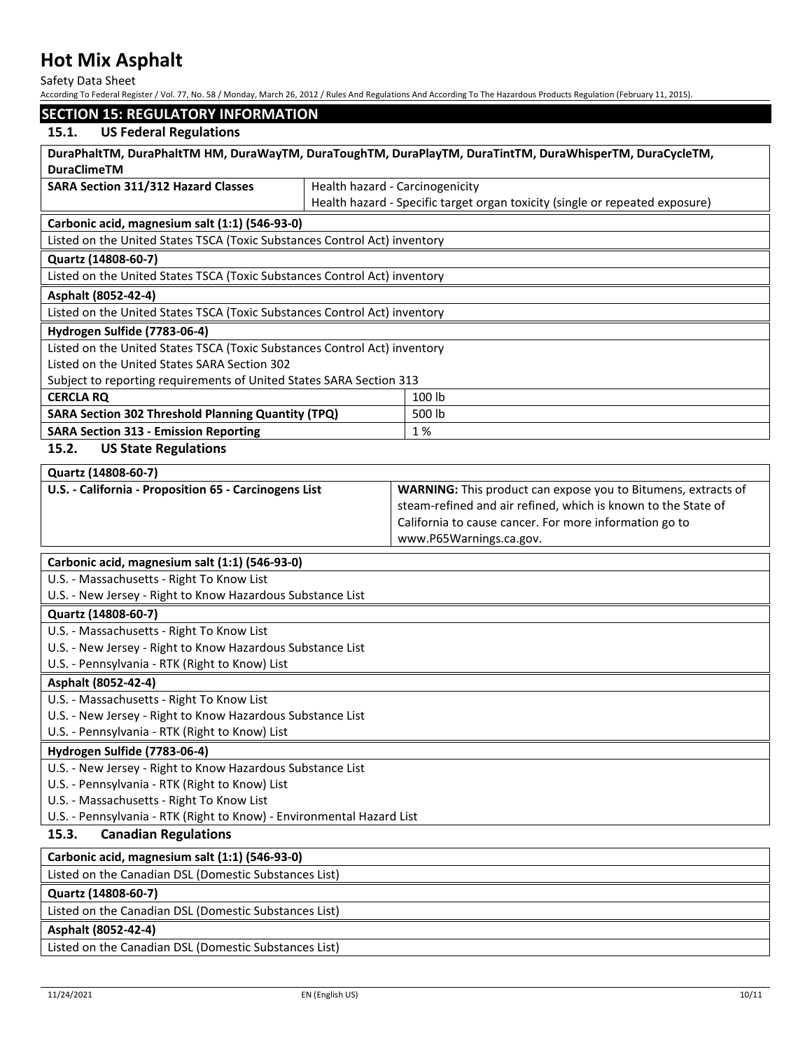## SECTION 15: REGULATORY INFORMATION

### 15.1. US Federal Regulations

| DuraPhaltTM, DuraPhaltTM HM, DuraWayTM, DuraToughTM, DuraPlayTM, DuraTintTM, DuraWhisperTM, DuraCycleTM, DuraClimeTM | |
|---|---|
| **SARA Section 311/312 Hazard Classes** | Health hazard - Carcinogenicity<br>Health hazard - Specific target organ toxicity (single or repeated exposure) |

**Carbonic acid, magnesium salt (1:1) (546-93-0)**

Listed on the United States TSCA (Toxic Substances Control Act) inventory

**Quartz (14808-60-7)**

Listed on the United States TSCA (Toxic Substances Control Act) inventory

**Asphalt (8052-42-4)**

Listed on the United States TSCA (Toxic Substances Control Act) inventory

**Hydrogen Sulfide (7783-06-4)**

Listed on the United States TSCA (Toxic Substances Control Act) inventory
Listed on the United States SARA Section 302
Subject to reporting requirements of United States SARA Section 313

| | |
|---|---|
| **CERCLA RQ** | 100 lb |
| **SARA Section 302 Threshold Planning Quantity (TPQ)** | 500 lb |
| **SARA Section 313 - Emission Reporting** | 1 % |

### 15.2. US State Regulations

| Quartz (14808-60-7) | |
|---|---|
| **U.S. - California - Proposition 65 - Carcinogens List** | **WARNING:** This product can expose you to Bitumens, extracts of steam-refined and air refined, which is known to the State of California to cause cancer. For more information go to www.P65Warnings.ca.gov. |

**Carbonic acid, magnesium salt (1:1) (546-93-0)**

U.S. - Massachusetts - Right To Know List
U.S. - New Jersey - Right to Know Hazardous Substance List

**Quartz (14808-60-7)**

U.S. - Massachusetts - Right To Know List
U.S. - New Jersey - Right to Know Hazardous Substance List
U.S. - Pennsylvania - RTK (Right to Know) List

**Asphalt (8052-42-4)**

U.S. - Massachusetts - Right To Know List
U.S. - New Jersey - Right to Know Hazardous Substance List
U.S. - Pennsylvania - RTK (Right to Know) List

**Hydrogen Sulfide (7783-06-4)**

U.S. - New Jersey - Right to Know Hazardous Substance List
U.S. - Pennsylvania - RTK (Right to Know) List
U.S. - Massachusetts - Right To Know List
U.S. - Pennsylvania - RTK (Right to Know) - Environmental Hazard List

### 15.3. Canadian Regulations

**Carbonic acid, magnesium salt (1:1) (546-93-0)**

Listed on the Canadian DSL (Domestic Substances List)

**Quartz (14808-60-7)**

Listed on the Canadian DSL (Domestic Substances List)

**Asphalt (8052-42-4)**

Listed on the Canadian DSL (Domestic Substances List)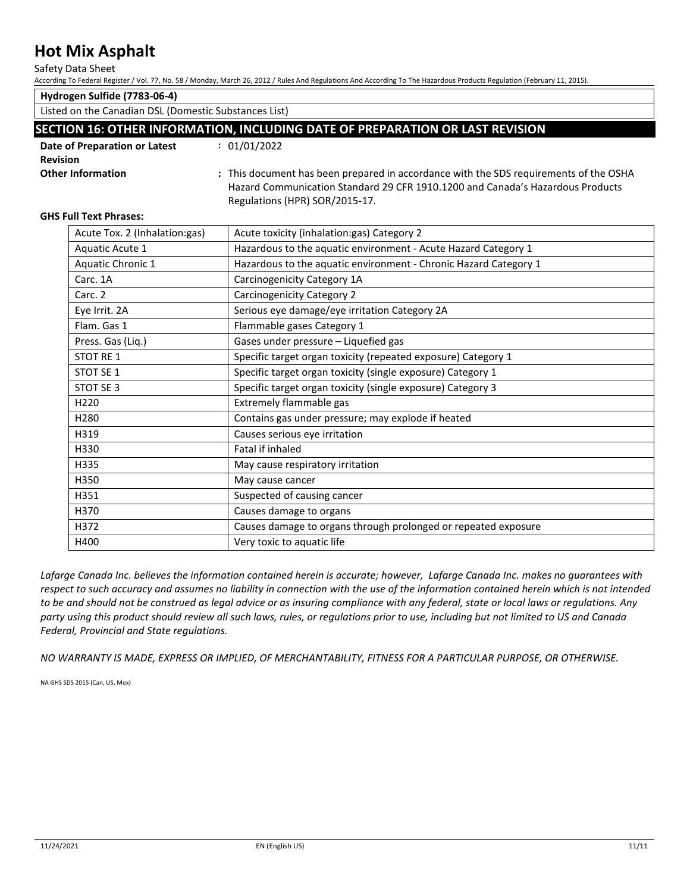| Hydrogen Sulfide (7783-06-4) |
| --- |
| Listed on the Canadian DSL (Domestic Substances List) |

## SECTION 16: OTHER INFORMATION, INCLUDING DATE OF PREPARATION OR LAST REVISION

**Date of Preparation or Latest Revision** : 01/01/2022

**Other Information** : This document has been prepared in accordance with the SDS requirements of the OSHA Hazard Communication Standard 29 CFR 1910.1200 and Canada's Hazardous Products Regulations (HPR) SOR/2015-17.

**GHS Full Text Phrases:**

| | |
| --- | --- |
| Acute Tox. 2 (Inhalation:gas) | Acute toxicity (inhalation:gas) Category 2 |
| Aquatic Acute 1 | Hazardous to the aquatic environment - Acute Hazard Category 1 |
| Aquatic Chronic 1 | Hazardous to the aquatic environment - Chronic Hazard Category 1 |
| Carc. 1A | Carcinogenicity Category 1A |
| Carc. 2 | Carcinogenicity Category 2 |
| Eye Irrit. 2A | Serious eye damage/eye irritation Category 2A |
| Flam. Gas 1 | Flammable gases Category 1 |
| Press. Gas (Liq.) | Gases under pressure – Liquefied gas |
| STOT RE 1 | Specific target organ toxicity (repeated exposure) Category 1 |
| STOT SE 1 | Specific target organ toxicity (single exposure) Category 1 |
| STOT SE 3 | Specific target organ toxicity (single exposure) Category 3 |
| H220 | Extremely flammable gas |
| H280 | Contains gas under pressure; may explode if heated |
| H319 | Causes serious eye irritation |
| H330 | Fatal if inhaled |
| H335 | May cause respiratory irritation |
| H350 | May cause cancer |
| H351 | Suspected of causing cancer |
| H370 | Causes damage to organs |
| H372 | Causes damage to organs through prolonged or repeated exposure |
| H400 | Very toxic to aquatic life |

*Lafarge Canada Inc. believes the information contained herein is accurate; however, Lafarge Canada Inc. makes no guarantees with respect to such accuracy and assumes no liability in connection with the use of the information contained herein which is not intended to be and should not be construed as legal advice or as insuring compliance with any federal, state or local laws or regulations. Any party using this product should review all such laws, rules, or regulations prior to use, including but not limited to US and Canada Federal, Provincial and State regulations.*

*NO WARRANTY IS MADE, EXPRESS OR IMPLIED, OF MERCHANTABILITY, FITNESS FOR A PARTICULAR PURPOSE, OR OTHERWISE.*

NA GHS SDS 2015 (Can, US, Mex)